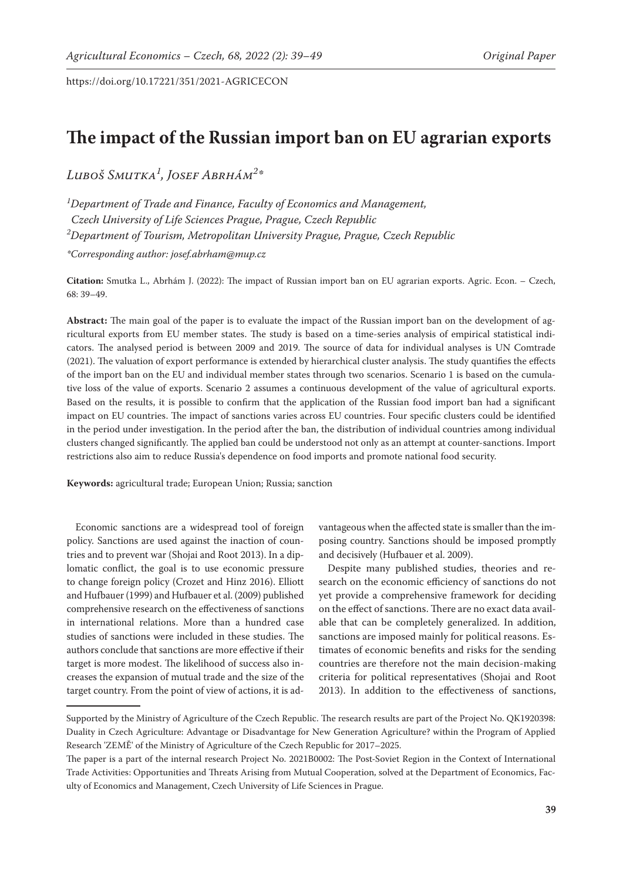https://doi.org/10.17221/351/2021-AGRICECON

# The impact of the Russian import ban on EU agrarian exports

*Luboš Smutka[1], Josef Abrhám[2]\**

[1]*Department of Trade and Finance, Faculty of Economics and Management, Czech University of Life Sciences Prague, Prague, Czech Republic*

[2]*Department of Tourism, Metropolitan University Prague, Prague, Czech Republic*

*\*Corresponding author: josef.abrham@mup.cz*

**Citation:** Smutka L., Abrhám J. (2022): The impact of Russian import ban on EU agrarian exports. Agric. Econ. – Czech, 68: 39–49.

**Abstract:** The main goal of the paper is to evaluate the impact of the Russian import ban on the development of agricultural exports from EU member states. The study is based on a time-series analysis of empirical statistical indicators. The analysed period is between 2009 and 2019. The source of data for individual analyses is UN Comtrade (2021). The valuation of export performance is extended by hierarchical cluster analysis. The study quantifies the effects of the import ban on the EU and individual member states through two scenarios. Scenario 1 is based on the cumulative loss of the value of exports. Scenario 2 assumes a continuous development of the value of agricultural exports. Based on the results, it is possible to confirm that the application of the Russian food import ban had a significant impact on EU countries. The impact of sanctions varies across EU countries. Four specific clusters could be identified in the period under investigation. In the period after the ban, the distribution of individual countries among individual clusters changed significantly. The applied ban could be understood not only as an attempt at counter-sanctions. Import restrictions also aim to reduce Russia's dependence on food imports and promote national food security.

**Keywords:** agricultural trade; European Union; Russia; sanction

Economic sanctions are a widespread tool of foreign policy. Sanctions are used against the inaction of countries and to prevent war (Shojai and Root 2013). In a diplomatic conflict, the goal is to use economic pressure to change foreign policy (Crozet and Hinz 2016). Elliott and Hufbauer (1999) and Hufbauer et al. (2009) published comprehensive research on the effectiveness of sanctions in international relations. More than a hundred case studies of sanctions were included in these studies. The authors conclude that sanctions are more effective if their target is more modest. The likelihood of success also increases the expansion of mutual trade and the size of the target country. From the point of view of actions, it is advantageous when the affected state is smaller than the imposing country. Sanctions should be imposed promptly and decisively (Hufbauer et al. 2009).

Despite many published studies, theories and research on the economic efficiency of sanctions do not yet provide a comprehensive framework for deciding on the effect of sanctions. There are no exact data available that can be completely generalized. In addition, sanctions are imposed mainly for political reasons. Estimates of economic benefits and risks for the sending countries are therefore not the main decision-making criteria for political representatives (Shojai and Root 2013). In addition to the effectiveness of sanctions,

Supported by the Ministry of Agriculture of the Czech Republic. The research results are part of the Project No. QK1920398: Duality in Czech Agriculture: Advantage or Disadvantage for New Generation Agriculture? within the Program of Applied Research 'ZEMĚ' of the Ministry of Agriculture of the Czech Republic for 2017–2025.

The paper is a part of the internal research Project No. 2021B0002: The Post-Soviet Region in the Context of International Trade Activities: Opportunities and Threats Arising from Mutual Cooperation, solved at the Department of Economics, Faculty of Economics and Management, Czech University of Life Sciences in Prague.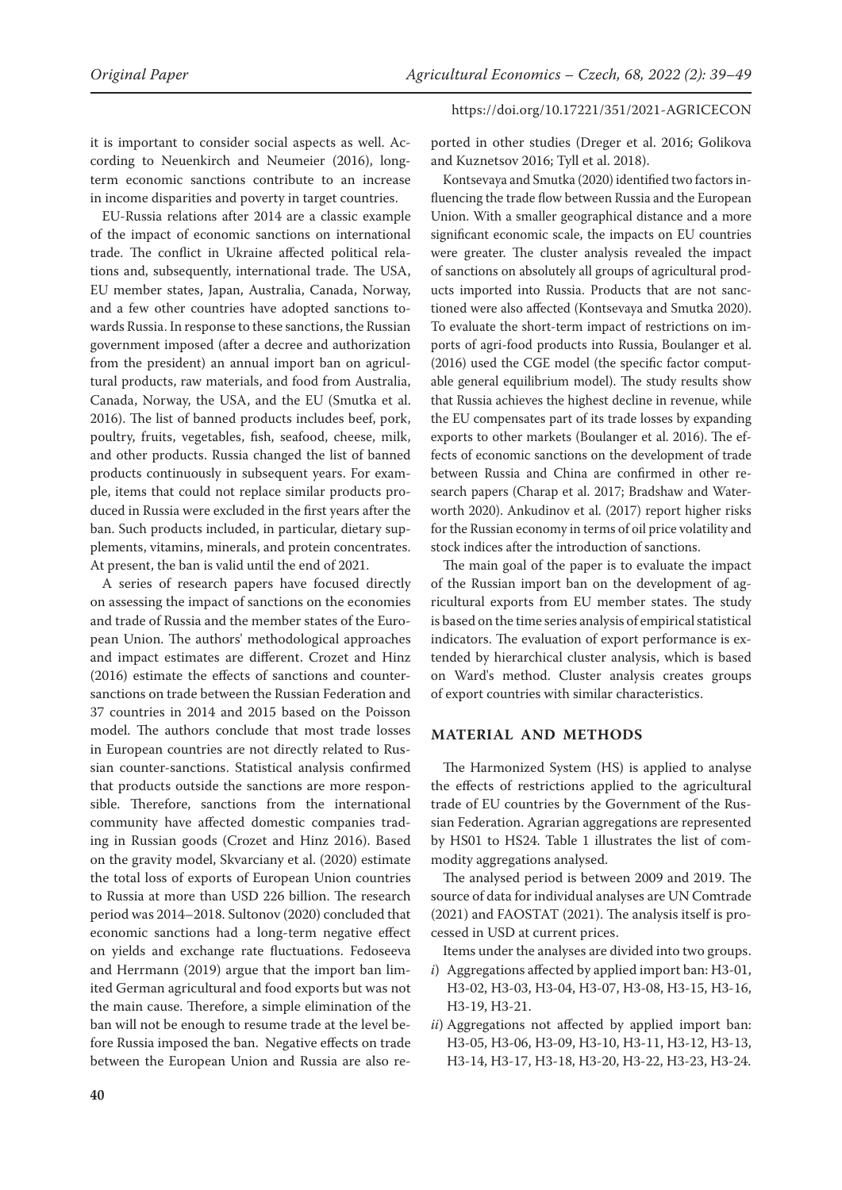it is important to consider social aspects as well. According to Neuenkirch and Neumeier (2016), long-term economic sanctions contribute to an increase in income disparities and poverty in target countries.

EU-Russia relations after 2014 are a classic example of the impact of economic sanctions on international trade. The conflict in Ukraine affected political relations and, subsequently, international trade. The USA, EU member states, Japan, Australia, Canada, Norway, and a few other countries have adopted sanctions towards Russia. In response to these sanctions, the Russian government imposed (after a decree and authorization from the president) an annual import ban on agricultural products, raw materials, and food from Australia, Canada, Norway, the USA, and the EU (Smutka et al. 2016). The list of banned products includes beef, pork, poultry, fruits, vegetables, fish, seafood, cheese, milk, and other products. Russia changed the list of banned products continuously in subsequent years. For example, items that could not replace similar products produced in Russia were excluded in the first years after the ban. Such products included, in particular, dietary supplements, vitamins, minerals, and protein concentrates. At present, the ban is valid until the end of 2021.

A series of research papers have focused directly on assessing the impact of sanctions on the economies and trade of Russia and the member states of the European Union. The authors' methodological approaches and impact estimates are different. Crozet and Hinz (2016) estimate the effects of sanctions and counter-sanctions on trade between the Russian Federation and 37 countries in 2014 and 2015 based on the Poisson model. The authors conclude that most trade losses in European countries are not directly related to Russian counter-sanctions. Statistical analysis confirmed that products outside the sanctions are more responsible. Therefore, sanctions from the international community have affected domestic companies trading in Russian goods (Crozet and Hinz 2016). Based on the gravity model, Skvarciany et al. (2020) estimate the total loss of exports of European Union countries to Russia at more than USD 226 billion. The research period was 2014–2018. Sultonov (2020) concluded that economic sanctions had a long-term negative effect on yields and exchange rate fluctuations. Fedoseeva and Herrmann (2019) argue that the import ban limited German agricultural and food exports but was not the main cause. Therefore, a simple elimination of the ban will not be enough to resume trade at the level before Russia imposed the ban. Negative effects on trade between the European Union and Russia are also reported in other studies (Dreger et al. 2016; Golikova and Kuznetsov 2016; Tyll et al. 2018).

Kontsevaya and Smutka (2020) identified two factors influencing the trade flow between Russia and the European Union. With a smaller geographical distance and a more significant economic scale, the impacts on EU countries were greater. The cluster analysis revealed the impact of sanctions on absolutely all groups of agricultural products imported into Russia. Products that are not sanctioned were also affected (Kontsevaya and Smutka 2020). To evaluate the short-term impact of restrictions on imports of agri-food products into Russia, Boulanger et al. (2016) used the CGE model (the specific factor computable general equilibrium model). The study results show that Russia achieves the highest decline in revenue, while the EU compensates part of its trade losses by expanding exports to other markets (Boulanger et al. 2016). The effects of economic sanctions on the development of trade between Russia and China are confirmed in other research papers (Charap et al. 2017; Bradshaw and Waterworth 2020). Ankudinov et al. (2017) report higher risks for the Russian economy in terms of oil price volatility and stock indices after the introduction of sanctions.

The main goal of the paper is to evaluate the impact of the Russian import ban on the development of agricultural exports from EU member states. The study is based on the time series analysis of empirical statistical indicators. The evaluation of export performance is extended by hierarchical cluster analysis, which is based on Ward's method. Cluster analysis creates groups of export countries with similar characteristics.

## MATERIAL AND METHODS

The Harmonized System (HS) is applied to analyse the effects of restrictions applied to the agricultural trade of EU countries by the Government of the Russian Federation. Agrarian aggregations are represented by HS01 to HS24. Table 1 illustrates the list of commodity aggregations analysed.

The analysed period is between 2009 and 2019. The source of data for individual analyses are UN Comtrade (2021) and FAOSTAT (2021). The analysis itself is processed in USD at current prices.

Items under the analyses are divided into two groups.

*i*) Aggregations affected by applied import ban: H3-01, H3-02, H3-03, H3-04, H3-07, H3-08, H3-15, H3-16, H3-19, H3-21.

*ii*) Aggregations not affected by applied import ban: H3-05, H3-06, H3-09, H3-10, H3-11, H3-12, H3-13, H3-14, H3-17, H3-18, H3-20, H3-22, H3-23, H3-24.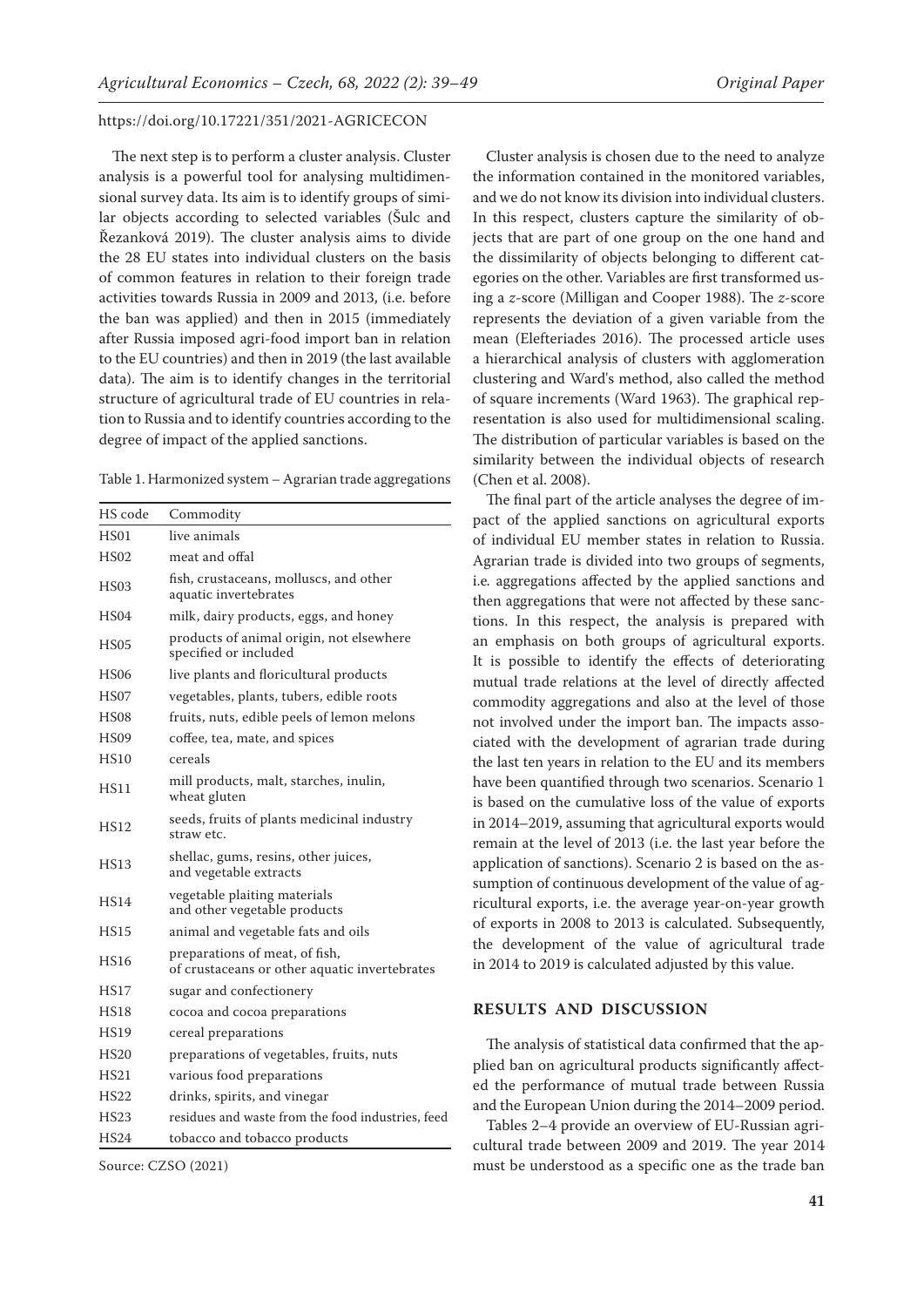The next step is to perform a cluster analysis. Cluster analysis is a powerful tool for analysing multidimensional survey data. Its aim is to identify groups of similar objects according to selected variables (Šulc and Řezanková 2019). The cluster analysis aims to divide the 28 EU states into individual clusters on the basis of common features in relation to their foreign trade activities towards Russia in 2009 and 2013, (i.e. before the ban was applied) and then in 2015 (immediately after Russia imposed agri-food import ban in relation to the EU countries) and then in 2019 (the last available data). The aim is to identify changes in the territorial structure of agricultural trade of EU countries in relation to Russia and to identify countries according to the degree of impact of the applied sanctions.

Table 1. Harmonized system – Agrarian trade aggregations

| HS code | Commodity |
|---|---|
| HS01 | live animals |
| HS02 | meat and offal |
| HS03 | fish, crustaceans, molluscs, and other aquatic invertebrates |
| HS04 | milk, dairy products, eggs, and honey |
| HS05 | products of animal origin, not elsewhere specified or included |
| HS06 | live plants and floricultural products |
| HS07 | vegetables, plants, tubers, edible roots |
| HS08 | fruits, nuts, edible peels of lemon melons |
| HS09 | coffee, tea, mate, and spices |
| HS10 | cereals |
| HS11 | mill products, malt, starches, inulin, wheat gluten |
| HS12 | seeds, fruits of plants medicinal industry straw etc. |
| HS13 | shellac, gums, resins, other juices, and vegetable extracts |
| HS14 | vegetable plaiting materials and other vegetable products |
| HS15 | animal and vegetable fats and oils |
| HS16 | preparations of meat, of fish, of crustaceans or other aquatic invertebrates |
| HS17 | sugar and confectionery |
| HS18 | cocoa and cocoa preparations |
| HS19 | cereal preparations |
| HS20 | preparations of vegetables, fruits, nuts |
| HS21 | various food preparations |
| HS22 | drinks, spirits, and vinegar |
| HS23 | residues and waste from the food industries, feed |
| HS24 | tobacco and tobacco products |

Source: CZSO (2021)

Cluster analysis is chosen due to the need to analyze the information contained in the monitored variables, and we do not know its division into individual clusters. In this respect, clusters capture the similarity of objects that are part of one group on the one hand and the dissimilarity of objects belonging to different categories on the other. Variables are first transformed using a *z*-score (Milligan and Cooper 1988). The *z*-score represents the deviation of a given variable from the mean (Elefteriades 2016). The processed article uses a hierarchical analysis of clusters with agglomeration clustering and Ward's method, also called the method of square increments (Ward 1963). The graphical representation is also used for multidimensional scaling. The distribution of particular variables is based on the similarity between the individual objects of research (Chen et al. 2008).

The final part of the article analyses the degree of impact of the applied sanctions on agricultural exports of individual EU member states in relation to Russia. Agrarian trade is divided into two groups of segments, i.e. aggregations affected by the applied sanctions and then aggregations that were not affected by these sanctions. In this respect, the analysis is prepared with an emphasis on both groups of agricultural exports. It is possible to identify the effects of deteriorating mutual trade relations at the level of directly affected commodity aggregations and also at the level of those not involved under the import ban. The impacts associated with the development of agrarian trade during the last ten years in relation to the EU and its members have been quantified through two scenarios. Scenario 1 is based on the cumulative loss of the value of exports in 2014–2019, assuming that agricultural exports would remain at the level of 2013 (i.e. the last year before the application of sanctions). Scenario 2 is based on the assumption of continuous development of the value of agricultural exports, i.e. the average year-on-year growth of exports in 2008 to 2013 is calculated. Subsequently, the development of the value of agricultural trade in 2014 to 2019 is calculated adjusted by this value.

## RESULTS AND DISCUSSION

The analysis of statistical data confirmed that the applied ban on agricultural products significantly affected the performance of mutual trade between Russia and the European Union during the 2014–2009 period.

Tables 2–4 provide an overview of EU-Russian agricultural trade between 2009 and 2019. The year 2014 must be understood as a specific one as the trade ban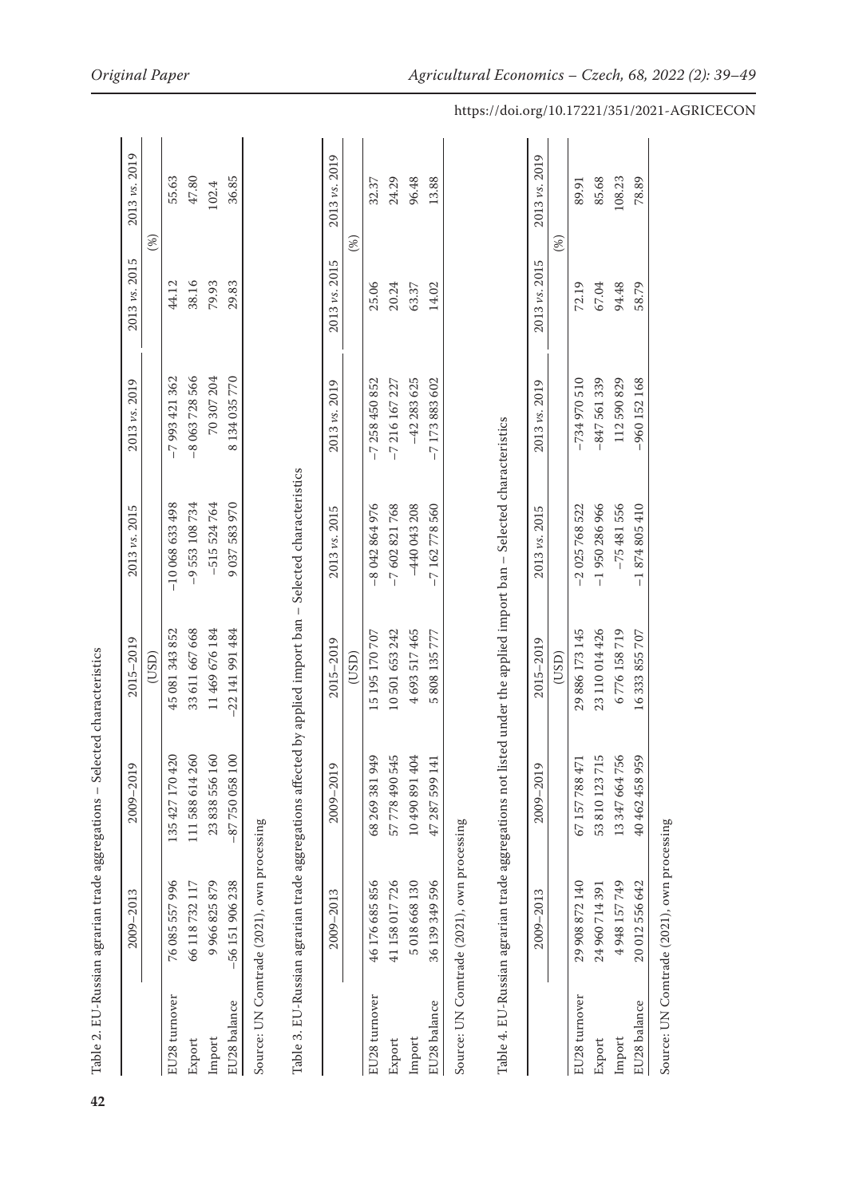Table 2. EU-Russian agrarian trade aggregations – Selected characteristics

| | 2009–2013 | 2009–2019 | 2015–2019 | 2013 *vs.* 2015 | 2013 *vs.* 2019 | 2013 *vs.* 2015 | 2013 *vs.* 2019 |
|---|---|---|---|---|---|---|---|
| | (USD) | | | | | (%) | |
| EU28 turnover | 76 085 557 996 | 135 427 170 420 | 45 081 343 852 | −10 068 633 498 | −7 993 421 362 | 44.12 | 55.63 |
| Export | 66 118 732 117 | 111 588 614 260 | 33 611 667 668 | −9 553 108 734 | −8 063 728 566 | 38.16 | 47.80 |
| Import | 9 966 825 879 | 23 838 556 160 | 11 469 676 184 | −515 524 764 | 70 307 204 | 79.93 | 102.4 |
| EU28 balance | −56 151 906 238 | −87 750 058 100 | −22 141 991 484 | 9 037 583 970 | 8 134 035 770 | 29.83 | 36.85 |

Source: UN Comtrade (2021), own processing

Table 3. EU-Russian agrarian trade aggregations affected by applied import ban – Selected characteristics

| | 2009–2013 | 2009–2019 | 2015–2019 | 2013 *vs.* 2015 | 2013 *vs.* 2019 | 2013 *vs.* 2015 | 2013 *vs.* 2019 |
|---|---|---|---|---|---|---|---|
| | (USD) | | | | | (%) | |
| EU28 turnover | 46 176 685 856 | 68 269 381 949 | 15 195 170 707 | −8 042 864 976 | −7 258 450 852 | 25.06 | 32.37 |
| Export | 41 158 017 726 | 57 778 490 545 | 10 501 653 242 | −7 602 821 768 | −7 216 167 227 | 20.24 | 24.29 |
| Import | 5 018 668 130 | 10 490 891 404 | 4 693 517 465 | −440 043 208 | −42 283 625 | 63.37 | 96.48 |
| EU28 balance | 36 139 349 596 | 47 287 599 141 | 5 808 135 777 | −7 162 778 560 | −7 173 883 602 | 14.02 | 13.88 |

Source: UN Comtrade (2021), own processing

Table 4. EU-Russian agrarian trade aggregations not listed under the applied import ban – Selected characteristics

| | 2009–2013 | 2009–2019 | 2015–2019 | 2013 *vs.* 2015 | 2013 *vs.* 2019 | 2013 *vs.* 2015 | 2013 *vs.* 2019 |
|---|---|---|---|---|---|---|---|
| | (USD) | | | | | (%) | |
| EU28 turnover | 29 908 872 140 | 67 157 788 471 | 29 886 173 145 | −2 025 768 522 | −734 970 510 | 72.19 | 89.91 |
| Export | 24 960 714 391 | 53 810 123 715 | 23 110 014 426 | −1 950 286 966 | −847 561 339 | 67.04 | 85.68 |
| Import | 4 948 157 749 | 13 347 664 756 | 6 776 158 719 | −75 481 556 | 112 590 829 | 94.48 | 108.23 |
| EU28 balance | 20 012 556 642 | 40 462 458 959 | 16 333 855 707 | −1 874 805 410 | −960 152 168 | 58.79 | 78.89 |

Source: UN Comtrade (2021), own processing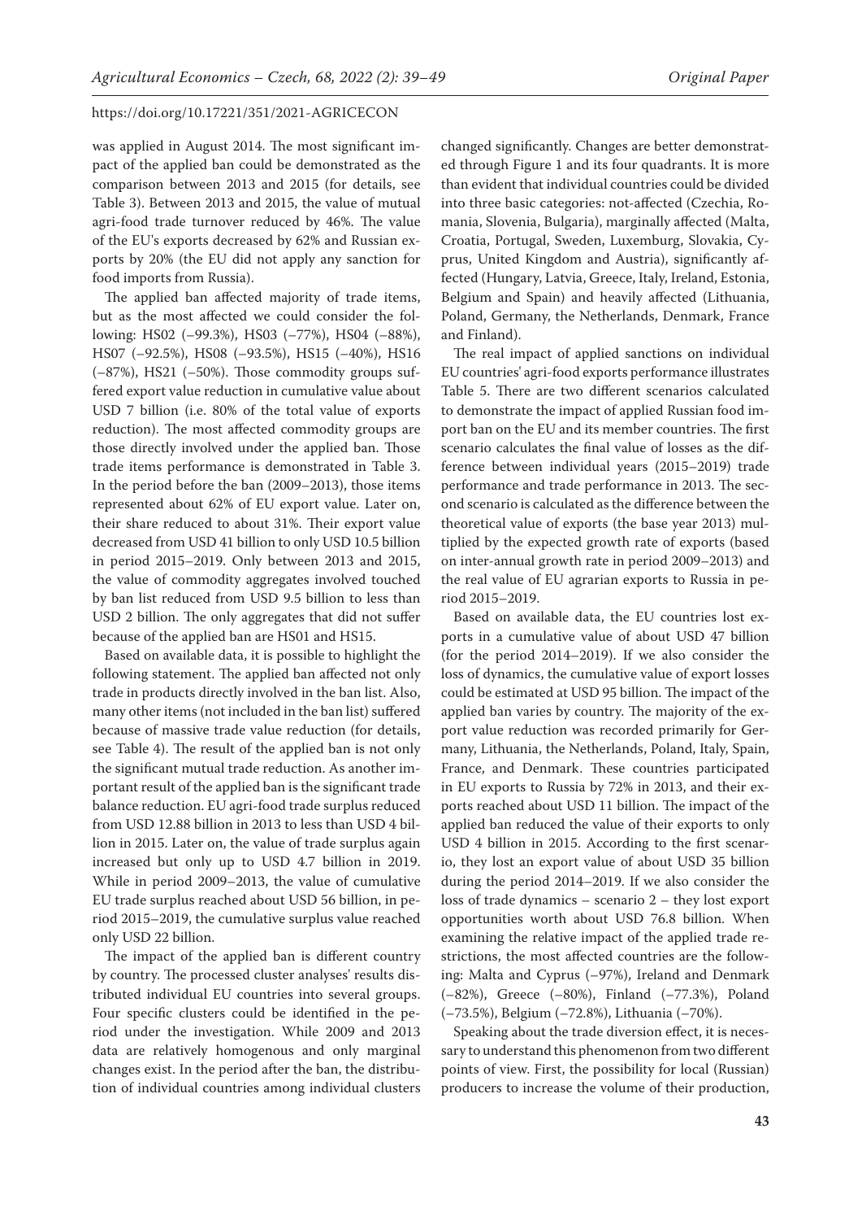was applied in August 2014. The most significant impact of the applied ban could be demonstrated as the comparison between 2013 and 2015 (for details, see Table 3). Between 2013 and 2015, the value of mutual agri-food trade turnover reduced by 46%. The value of the EU's exports decreased by 62% and Russian exports by 20% (the EU did not apply any sanction for food imports from Russia).

The applied ban affected majority of trade items, but as the most affected we could consider the following: HS02 (–99.3%), HS03 (–77%), HS04 (–88%), HS07 (–92.5%), HS08 (–93.5%), HS15 (–40%), HS16 (–87%), HS21 (–50%). Those commodity groups suffered export value reduction in cumulative value about USD 7 billion (i.e. 80% of the total value of exports reduction). The most affected commodity groups are those directly involved under the applied ban. Those trade items performance is demonstrated in Table 3. In the period before the ban (2009–2013), those items represented about 62% of EU export value. Later on, their share reduced to about 31%. Their export value decreased from USD 41 billion to only USD 10.5 billion in period 2015–2019. Only between 2013 and 2015, the value of commodity aggregates involved touched by ban list reduced from USD 9.5 billion to less than USD 2 billion. The only aggregates that did not suffer because of the applied ban are HS01 and HS15.

Based on available data, it is possible to highlight the following statement. The applied ban affected not only trade in products directly involved in the ban list. Also, many other items (not included in the ban list) suffered because of massive trade value reduction (for details, see Table 4). The result of the applied ban is not only the significant mutual trade reduction. As another important result of the applied ban is the significant trade balance reduction. EU agri-food trade surplus reduced from USD 12.88 billion in 2013 to less than USD 4 billion in 2015. Later on, the value of trade surplus again increased but only up to USD 4.7 billion in 2019. While in period 2009–2013, the value of cumulative EU trade surplus reached about USD 56 billion, in period 2015–2019, the cumulative surplus value reached only USD 22 billion.

The impact of the applied ban is different country by country. The processed cluster analyses' results distributed individual EU countries into several groups. Four specific clusters could be identified in the period under the investigation. While 2009 and 2013 data are relatively homogenous and only marginal changes exist. In the period after the ban, the distribution of individual countries among individual clusters changed significantly. Changes are better demonstrated through Figure 1 and its four quadrants. It is more than evident that individual countries could be divided into three basic categories: not-affected (Czechia, Romania, Slovenia, Bulgaria), marginally affected (Malta, Croatia, Portugal, Sweden, Luxemburg, Slovakia, Cyprus, United Kingdom and Austria), significantly affected (Hungary, Latvia, Greece, Italy, Ireland, Estonia, Belgium and Spain) and heavily affected (Lithuania, Poland, Germany, the Netherlands, Denmark, France and Finland).

The real impact of applied sanctions on individual EU countries' agri-food exports performance illustrates Table 5. There are two different scenarios calculated to demonstrate the impact of applied Russian food import ban on the EU and its member countries. The first scenario calculates the final value of losses as the difference between individual years (2015–2019) trade performance and trade performance in 2013. The second scenario is calculated as the difference between the theoretical value of exports (the base year 2013) multiplied by the expected growth rate of exports (based on inter-annual growth rate in period 2009–2013) and the real value of EU agrarian exports to Russia in period 2015–2019.

Based on available data, the EU countries lost exports in a cumulative value of about USD 47 billion (for the period 2014–2019). If we also consider the loss of dynamics, the cumulative value of export losses could be estimated at USD 95 billion. The impact of the applied ban varies by country. The majority of the export value reduction was recorded primarily for Germany, Lithuania, the Netherlands, Poland, Italy, Spain, France, and Denmark. These countries participated in EU exports to Russia by 72% in 2013, and their exports reached about USD 11 billion. The impact of the applied ban reduced the value of their exports to only USD 4 billion in 2015. According to the first scenario, they lost an export value of about USD 35 billion during the period 2014–2019. If we also consider the loss of trade dynamics – scenario 2 – they lost export opportunities worth about USD 76.8 billion. When examining the relative impact of the applied trade restrictions, the most affected countries are the following: Malta and Cyprus (–97%), Ireland and Denmark (–82%), Greece (–80%), Finland (–77.3%), Poland (–73.5%), Belgium (–72.8%), Lithuania (–70%).

Speaking about the trade diversion effect, it is necessary to understand this phenomenon from two different points of view. First, the possibility for local (Russian) producers to increase the volume of their production,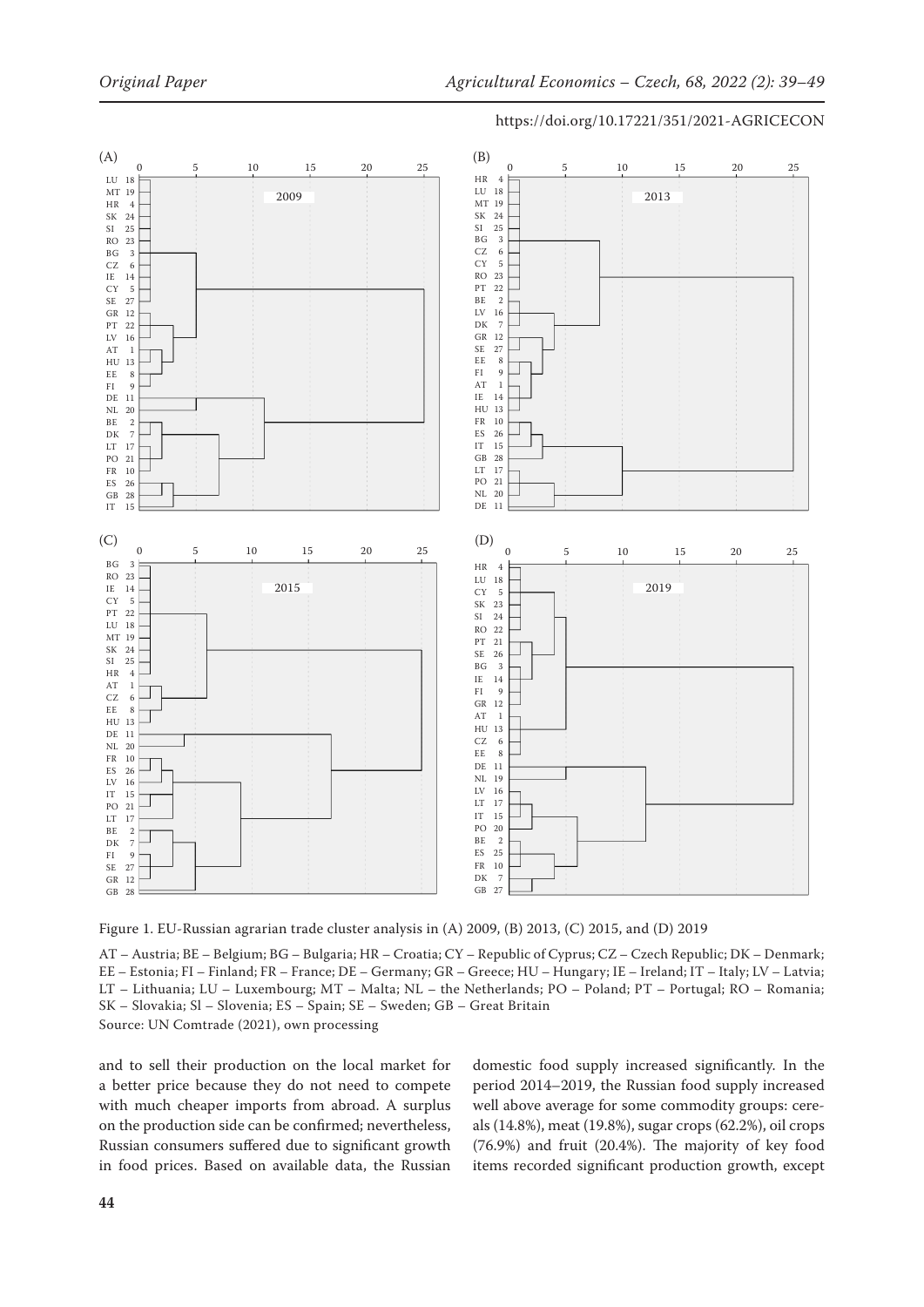Figure 1. EU-Russian agrarian trade cluster analysis in (A) 2009, (B) 2013, (C) 2015, and (D) 2019

AT – Austria; BE – Belgium; BG – Bulgaria; HR – Croatia; CY – Republic of Cyprus; CZ – Czech Republic; DK – Denmark; EE – Estonia; FI – Finland; FR – France; DE – Germany; GR – Greece; HU – Hungary; IE – Ireland; IT – Italy; LV – Latvia; LT – Lithuania; LU – Luxembourg; MT – Malta; NL – the Netherlands; PO – Poland; PT – Portugal; RO – Romania; SK – Slovakia; Sl – Slovenia; ES – Spain; SE – Sweden; GB – Great Britain

Source: UN Comtrade (2021), own processing

and to sell their production on the local market for a better price because they do not need to compete with much cheaper imports from abroad. A surplus on the production side can be confirmed; nevertheless, Russian consumers suffered due to significant growth in food prices. Based on available data, the Russian domestic food supply increased significantly. In the period 2014–2019, the Russian food supply increased well above average for some commodity groups: cereals (14.8%), meat (19.8%), sugar crops (62.2%), oil crops (76.9%) and fruit (20.4%). The majority of key food items recorded significant production growth, except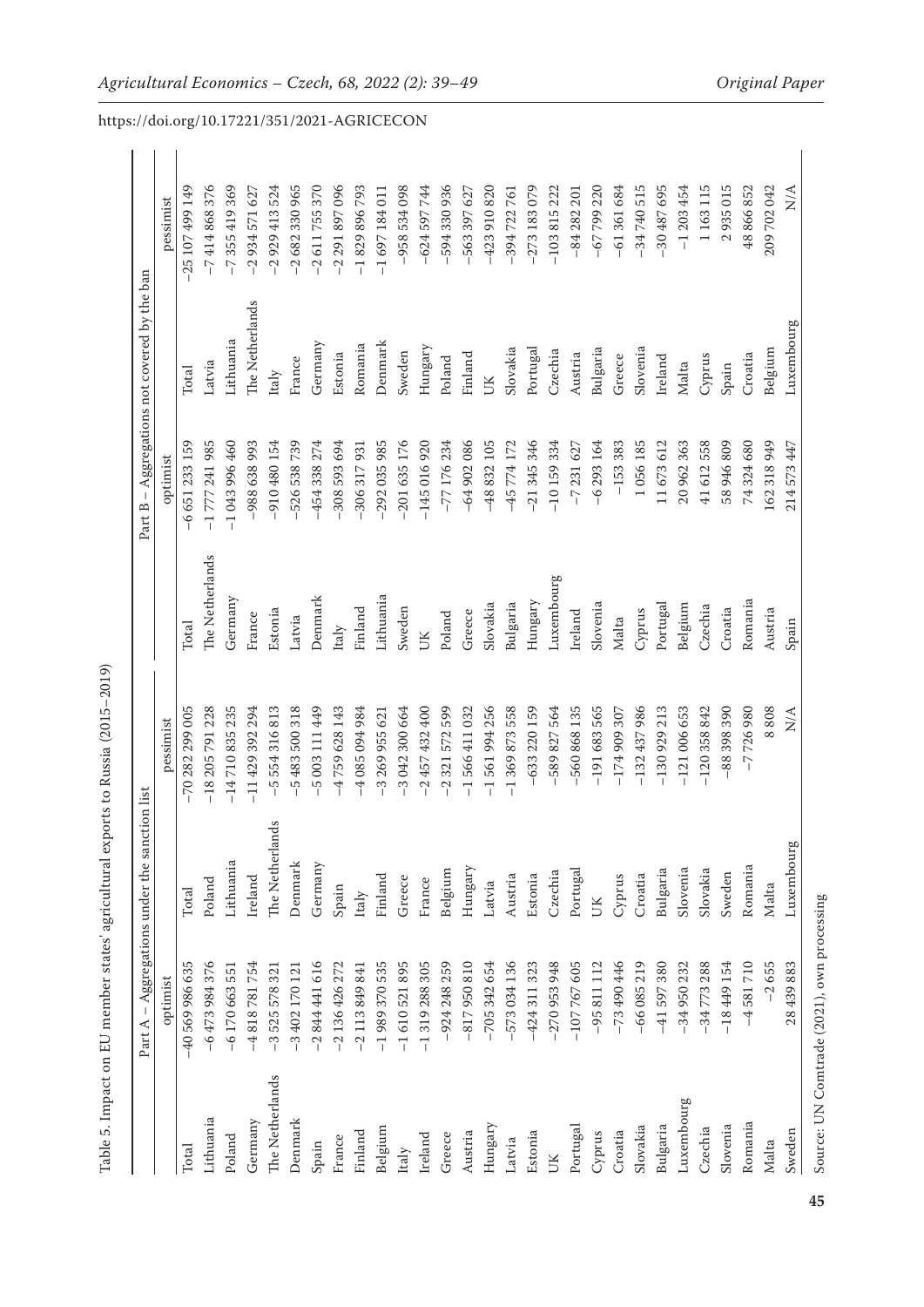Table 5. Impact on EU member states' agricultural exports to Russia (2015–2019)

| Part A – Aggregations under the sanction list | | | | Part B – Aggregations not covered by the ban | | | |
|---|---|---|---|---|---|---|---|
| | optimist | | pessimist | | optimist | | pessimist |
| Total | −40 569 986 635 | Total | −70 282 299 005 | Total | −6 651 233 159 | Total | −25 107 499 149 |
| Lithuania | −6 473 984 376 | Poland | −18 205 791 228 | The Netherlands | −1 777 241 985 | Latvia | −7 414 868 376 |
| Poland | −6 170 663 551 | Lithuania | −14 710 835 235 | Germany | −1 043 996 460 | Lithuania | −7 355 419 369 |
| Germany | −4 818 781 754 | Ireland | −11 429 392 294 | France | −988 638 993 | The Netherlands | −2 934 571 627 |
| The Netherlands | −3 525 578 321 | The Netherlands | −5 554 316 813 | Estonia | −910 480 154 | Italy | −2 929 413 524 |
| Denmark | −3 402 170 121 | Denmark | −5 483 500 318 | Latvia | −526 538 739 | France | −2 682 330 965 |
| Spain | −2 844 441 616 | Germany | −5 003 111 449 | Denmark | −454 338 274 | Germany | −2 611 755 370 |
| France | −2 136 426 272 | Spain | −4 759 628 143 | Italy | −308 593 694 | Estonia | −2 291 897 096 |
| Finland | −2 113 849 841 | Italy | −4 085 094 984 | Finland | −306 317 931 | Romania | −1 829 896 793 |
| Belgium | −1 989 370 535 | Finland | −3 269 955 621 | Lithuania | −292 035 985 | Denmark | −1 697 184 011 |
| Italy | −1 610 521 895 | Greece | −3 042 300 664 | Sweden | −201 635 176 | Sweden | −958 534 098 |
| Ireland | −1 319 288 305 | France | −2 457 432 400 | UK | −145 016 920 | Hungary | −624 597 744 |
| Greece | −924 248 259 | Belgium | −2 321 572 599 | Poland | −77 176 234 | Poland | −594 330 936 |
| Austria | −817 950 810 | Hungary | −1 566 411 032 | Greece | −64 902 086 | Finland | −563 397 627 |
| Hungary | −705 342 654 | Latvia | −1 561 994 256 | Slovakia | −48 832 105 | UK | −423 910 820 |
| Latvia | −573 034 136 | Austria | −1 369 873 558 | Bulgaria | −45 774 172 | Slovakia | −394 722 761 |
| Estonia | −424 311 323 | Estonia | −633 220 159 | Hungary | −21 345 346 | Portugal | −273 183 079 |
| UK | −270 953 948 | Czechia | −589 827 564 | Luxembourg | −10 159 334 | Czechia | −103 815 222 |
| Portugal | −107 767 605 | Portugal | −560 868 135 | Ireland | −7 231 627 | Austria | −84 282 201 |
| Cyprus | −95 811 112 | UK | −191 683 565 | Slovenia | −6 293 164 | Bulgaria | −67 799 220 |
| Croatia | −73 490 446 | Cyprus | −174 909 307 | Malta | −153 383 | Greece | −61 361 684 |
| Slovakia | −66 085 219 | Croatia | −132 437 986 | Cyprus | 1 056 185 | Slovenia | −34 740 515 |
| Bulgaria | −41 597 380 | Bulgaria | −130 929 213 | Portugal | 11 673 612 | Ireland | −30 487 695 |
| Luxembourg | −34 950 232 | Slovenia | −121 006 653 | Belgium | 20 962 363 | Malta | −1 203 454 |
| Czechia | −34 773 288 | Slovakia | −120 358 842 | Czechia | 41 612 558 | Cyprus | 1 163 115 |
| Slovenia | −18 449 154 | Sweden | −88 398 390 | Croatia | 58 946 809 | Spain | 2 935 015 |
| Romania | −4 581 710 | Romania | −7 726 980 | Romania | 74 324 680 | Croatia | 48 866 852 |
| Malta | −2 655 | Malta | 8 808 | Austria | 162 318 949 | Belgium | 209 702 042 |
| Sweden | 28 439 883 | Luxembourg | N/A | Spain | 214 573 447 | Luxembourg | N/A |

Source: UN Comtrade (2021), own processing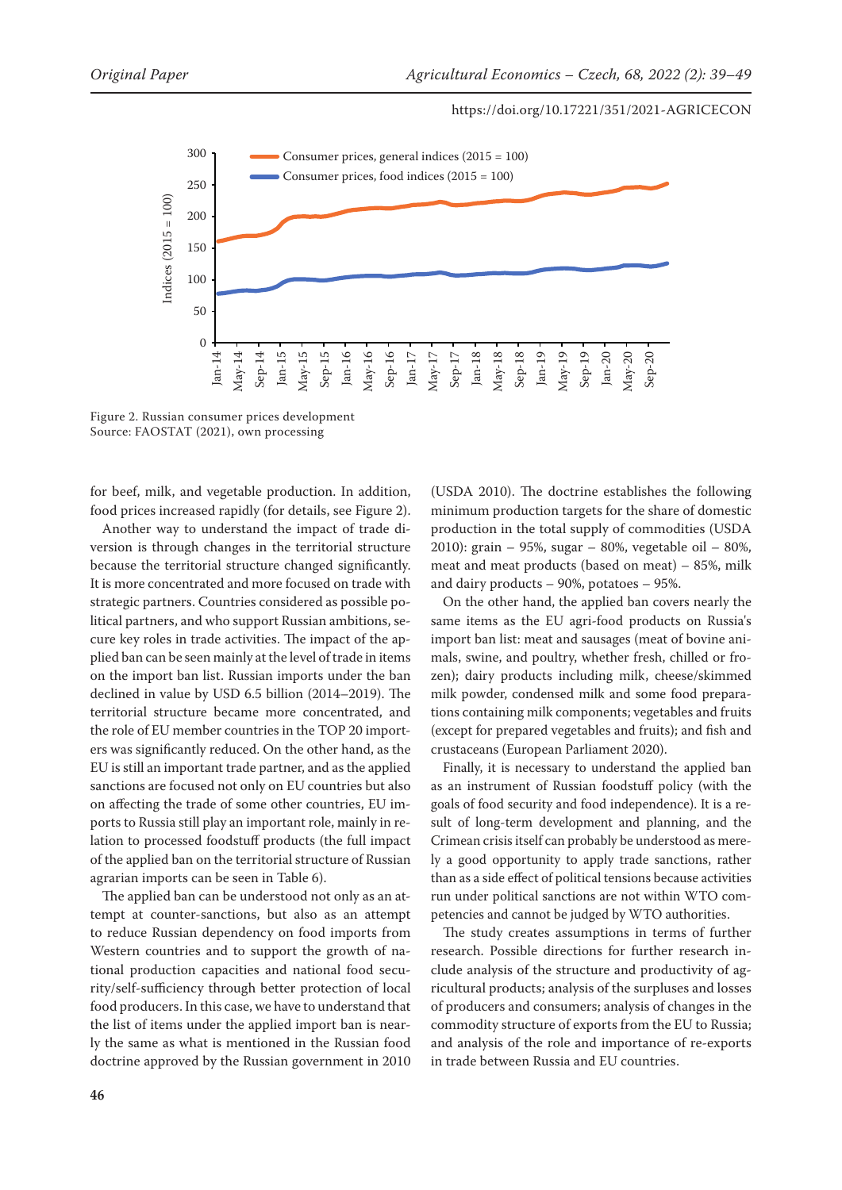Figure 2. Russian consumer prices development
Source: FAOSTAT (2021), own processing

for beef, milk, and vegetable production. In addition, food prices increased rapidly (for details, see Figure 2).

Another way to understand the impact of trade diversion is through changes in the territorial structure because the territorial structure changed significantly. It is more concentrated and more focused on trade with strategic partners. Countries considered as possible political partners, and who support Russian ambitions, secure key roles in trade activities. The impact of the applied ban can be seen mainly at the level of trade in items on the import ban list. Russian imports under the ban declined in value by USD 6.5 billion (2014–2019). The territorial structure became more concentrated, and the role of EU member countries in the TOP 20 importers was significantly reduced. On the other hand, as the EU is still an important trade partner, and as the applied sanctions are focused not only on EU countries but also on affecting the trade of some other countries, EU imports to Russia still play an important role, mainly in relation to processed foodstuff products (the full impact of the applied ban on the territorial structure of Russian agrarian imports can be seen in Table 6).

The applied ban can be understood not only as an attempt at counter-sanctions, but also as an attempt to reduce Russian dependency on food imports from Western countries and to support the growth of national production capacities and national food security/self-sufficiency through better protection of local food producers. In this case, we have to understand that the list of items under the applied ban is nearly the same as what is mentioned in the Russian food doctrine approved by the Russian government in 2010 (USDA 2010). The doctrine establishes the following minimum production targets for the share of domestic production in the total supply of commodities (USDA 2010): grain – 95%, sugar – 80%, vegetable oil – 80%, meat and meat products (based on meat) – 85%, milk and dairy products – 90%, potatoes – 95%.

On the other hand, the applied ban covers nearly the same items as the EU agri-food products on Russia's import ban list: meat and sausages (meat of bovine animals, swine, and poultry, whether fresh, chilled or frozen); dairy products including milk, cheese/skimmed milk powder, condensed milk and some food preparations containing milk components; vegetables and fruits (except for prepared vegetables and fruits); and fish and crustaceans (European Parliament 2020).

Finally, it is necessary to understand the applied ban as an instrument of Russian foodstuff policy (with the goals of food security and food independence). It is a result of long-term development and planning, and the Crimean crisis itself can probably be understood as merely a good opportunity to apply trade sanctions, rather than as a side effect of political tensions because activities run under political sanctions are not within WTO competencies and cannot be judged by WTO authorities.

The study creates assumptions in terms of further research. Possible directions for further research include analysis of the structure and productivity of agricultural products; analysis of the surpluses and losses of producers and consumers; analysis of changes in the commodity structure of exports from the EU to Russia; and analysis of the role and importance of re-exports in trade between Russia and EU countries.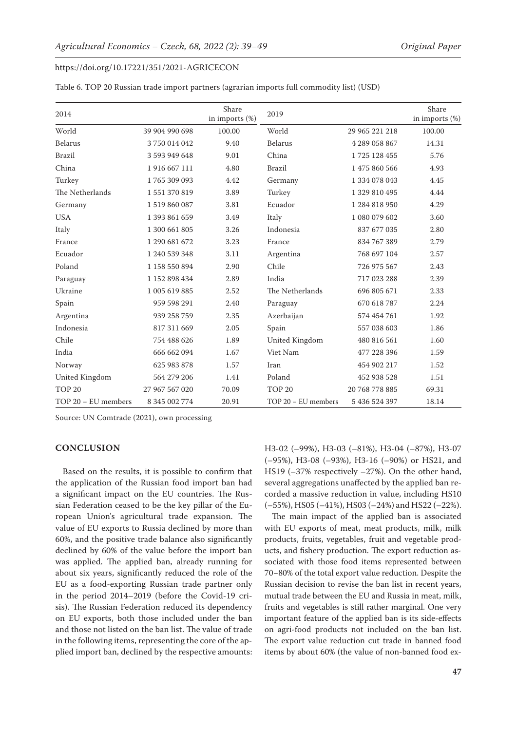Table 6. TOP 20 Russian trade import partners (agrarian imports full commodity list) (USD)

| 2014 | | Share in imports (%) | 2019 | | Share in imports (%) |
|---|---|---|---|---|---|
| World | 39 904 990 698 | 100.00 | World | 29 965 221 218 | 100.00 |
| Belarus | 3 750 014 042 | 9.40 | Belarus | 4 289 058 867 | 14.31 |
| Brazil | 3 593 949 648 | 9.01 | China | 1 725 128 455 | 5.76 |
| China | 1 916 667 111 | 4.80 | Brazil | 1 475 860 566 | 4.93 |
| Turkey | 1 765 309 093 | 4.42 | Germany | 1 334 078 043 | 4.45 |
| The Netherlands | 1 551 370 819 | 3.89 | Turkey | 1 329 810 495 | 4.44 |
| Germany | 1 519 860 087 | 3.81 | Ecuador | 1 284 818 950 | 4.29 |
| USA | 1 393 861 659 | 3.49 | Italy | 1 080 079 602 | 3.60 |
| Italy | 1 300 661 805 | 3.26 | Indonesia | 837 677 035 | 2.80 |
| France | 1 290 681 672 | 3.23 | France | 834 767 389 | 2.79 |
| Ecuador | 1 240 539 348 | 3.11 | Argentina | 768 697 104 | 2.57 |
| Poland | 1 158 550 894 | 2.90 | Chile | 726 975 567 | 2.43 |
| Paraguay | 1 152 898 434 | 2.89 | India | 717 023 288 | 2.39 |
| Ukraine | 1 005 619 885 | 2.52 | The Netherlands | 696 805 671 | 2.33 |
| Spain | 959 598 291 | 2.40 | Paraguay | 670 618 787 | 2.24 |
| Argentina | 939 258 759 | 2.35 | Azerbaijan | 574 454 761 | 1.92 |
| Indonesia | 817 311 669 | 2.05 | Spain | 557 038 603 | 1.86 |
| Chile | 754 488 626 | 1.89 | United Kingdom | 480 816 561 | 1.60 |
| India | 666 662 094 | 1.67 | Viet Nam | 477 228 396 | 1.59 |
| Norway | 625 983 878 | 1.57 | Iran | 454 902 217 | 1.52 |
| United Kingdom | 564 279 206 | 1.41 | Poland | 452 938 528 | 1.51 |
| TOP 20 | 27 967 567 020 | 70.09 | TOP 20 | 20 768 778 885 | 69.31 |
| TOP 20 – EU members | 8 345 002 774 | 20.91 | TOP 20 – EU members | 5 436 524 397 | 18.14 |

Source: UN Comtrade (2021), own processing

## CONCLUSION

Based on the results, it is possible to confirm that the application of the Russian food import ban had a significant impact on the EU countries. The Russian Federation ceased to be the key pillar of the European Union's agricultural trade expansion. The value of EU exports to Russia declined by more than 60%, and the positive trade balance also significantly declined by 60% of the value before the import ban was applied. The applied ban, already running for about six years, significantly reduced the role of the EU as a food-exporting Russian trade partner only in the period 2014–2019 (before the Covid-19 crisis). The Russian Federation reduced its dependency on EU exports, both those included under the ban and those not listed on the ban list. The value of trade in the following items, representing the core of the applied import ban, declined by the respective amounts: H3-02 (–99%), H3-03 (–81%), H3-04 (–87%), H3-07 (–95%), H3-08 (–93%), H3-16 (–90%) or HS21, and HS19 (–37% respectively –27%). On the other hand, several aggregations unaffected by the applied ban recorded a massive reduction in value, including HS10 (–55%), HS05 (–41%), HS03 (–24%) and HS22 (–22%).

The main impact of the applied ban is associated with EU exports of meat, meat products, milk, milk products, fruits, vegetables, fruit and vegetable products, and fishery production. The export reduction associated with those food items represented between 70–80% of the total export value reduction. Despite the Russian decision to revise the ban list in recent years, mutual trade between the EU and Russia in meat, milk, fruits and vegetables is still rather marginal. One very important feature of the applied ban is its side-effects on agri-food products not included on the ban list. The export value reduction cut trade in banned food items by about 60% (the value of non-banned food ex-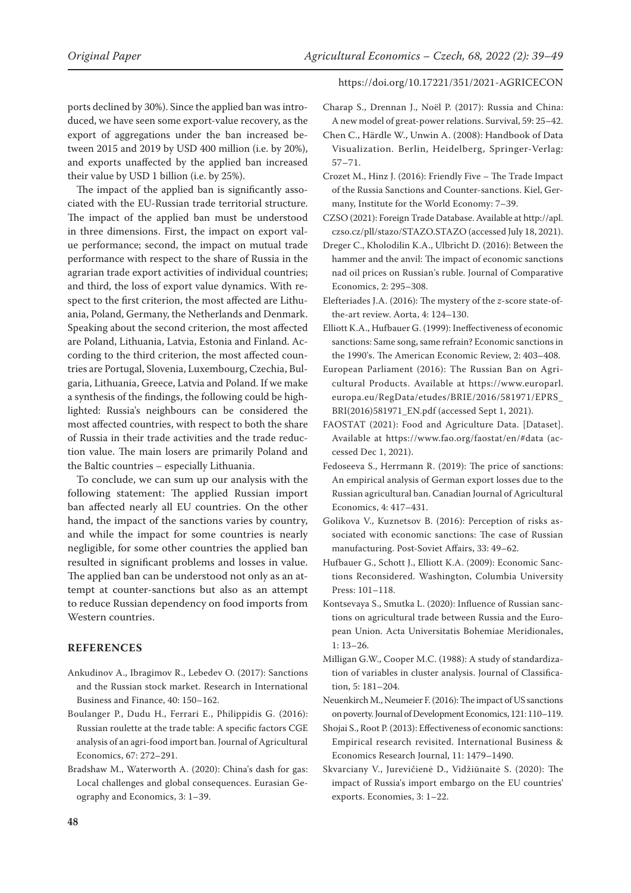ports declined by 30%). Since the applied ban was introduced, we have seen some export-value recovery, as the export of aggregations under the ban increased between 2015 and 2019 by USD 400 million (i.e. by 20%), and exports unaffected by the applied ban increased their value by USD 1 billion (i.e. by 25%).

The impact of the applied ban is significantly associated with the EU-Russian trade territorial structure. The impact of the applied ban must be understood in three dimensions. First, the impact on export value performance; second, the impact on mutual trade performance with respect to the share of Russia in the agrarian trade export activities of individual countries; and third, the loss of export value dynamics. With respect to the first criterion, the most affected are Lithuania, Poland, Germany, the Netherlands and Denmark. Speaking about the second criterion, the most affected are Poland, Lithuania, Latvia, Estonia and Finland. According to the third criterion, the most affected countries are Portugal, Slovenia, Luxembourg, Czechia, Bulgaria, Lithuania, Greece, Latvia and Poland. If we make a synthesis of the findings, the following could be highlighted: Russia's neighbours can be considered the most affected countries, with respect to both the share of Russia in their trade activities and the trade reduction value. The main losers are primarily Poland and the Baltic countries – especially Lithuania.

To conclude, we can sum up our analysis with the following statement: The applied Russian import ban affected nearly all EU countries. On the other hand, the impact of the sanctions varies by country, and while the impact for some countries is nearly negligible, for some other countries the applied ban resulted in significant problems and losses in value. The applied ban can be understood not only as an attempt at counter-sanctions but also as an attempt to reduce Russian dependency on food imports from Western countries.

## REFERENCES

Ankudinov A., Ibragimov R., Lebedev O. (2017): Sanctions and the Russian stock market. Research in International Business and Finance, 40: 150–162.

Boulanger P., Dudu H., Ferrari E., Philippidis G. (2016): Russian roulette at the trade table: A specific factors CGE analysis of an agri-food import ban. Journal of Agricultural Economics, 67: 272–291.

Bradshaw M., Waterworth A. (2020): China's dash for gas: Local challenges and global consequences. Eurasian Geography and Economics, 3: 1–39.

Charap S., Drennan J., Noël P. (2017): Russia and China: A new model of great-power relations. Survival, 59: 25–42.

Chen C., Härdle W., Unwin A. (2008): Handbook of Data Visualization. Berlin, Heidelberg, Springer-Verlag: 57–71.

Crozet M., Hinz J. (2016): Friendly Five – The Trade Impact of the Russia Sanctions and Counter-sanctions. Kiel, Germany, Institute for the World Economy: 7–39.

CZSO (2021): Foreign Trade Database. Available at http://apl.czso.cz/pll/stazo/STAZO.STAZO (accessed July 18, 2021).

Dreger C., Kholodilin K.A., Ulbricht D. (2016): Between the hammer and the anvil: The impact of economic sanctions nad oil prices on Russian's ruble. Journal of Comparative Economics, 2: 295–308.

Elefteriades J.A. (2016): The mystery of the *z*-score state-of-the-art review. Aorta, 4: 124–130.

Elliott K.A., Hufbauer G. (1999): Ineffectiveness of economic sanctions: Same song, same refrain? Economic sanctions in the 1990's. The American Economic Review, 2: 403–408.

European Parliament (2016): The Russian Ban on Agricultural Products. Available at https://www.europarl.europa.eu/RegData/etudes/BRIE/2016/581971/EPRS_BRI(2016)581971_EN.pdf (accessed Sept 1, 2021).

FAOSTAT (2021): Food and Agriculture Data. [Dataset]. Available at https://www.fao.org/faostat/en/#data (accessed Dec 1, 2021).

Fedoseeva S., Herrmann R. (2019): The price of sanctions: An empirical analysis of German export losses due to the Russian agricultural ban. Canadian Journal of Agricultural Economics, 4: 417–431.

Golikova V., Kuznetsov B. (2016): Perception of risks associated with economic sanctions: The case of Russian manufacturing. Post-Soviet Affairs, 33: 49–62.

Hufbauer G., Schott J., Elliott K.A. (2009): Economic Sanctions Reconsidered. Washington, Columbia University Press: 101–118.

Kontsevaya S., Smutka L. (2020): Influence of Russian sanctions on agricultural trade between Russia and the European Union. Acta Universitatis Bohemiae Meridionales, 1: 13–26.

Milligan G.W., Cooper M.C. (1988): A study of standardization of variables in cluster analysis. Journal of Classification, 5: 181–204.

Neuenkirch M., Neumeier F. (2016): The impact of US sanctions on poverty. Journal of Development Economics, 121: 110–119.

Shojai S., Root P. (2013): Effectiveness of economic sanctions: Empirical research revisited. International Business & Economics Research Journal, 11: 1479–1490.

Skvarciany V., Jurevičienė D., Vidžiūnaitė S. (2020): The impact of Russia's import embargo on the EU countries' exports. Economies, 3: 1–22.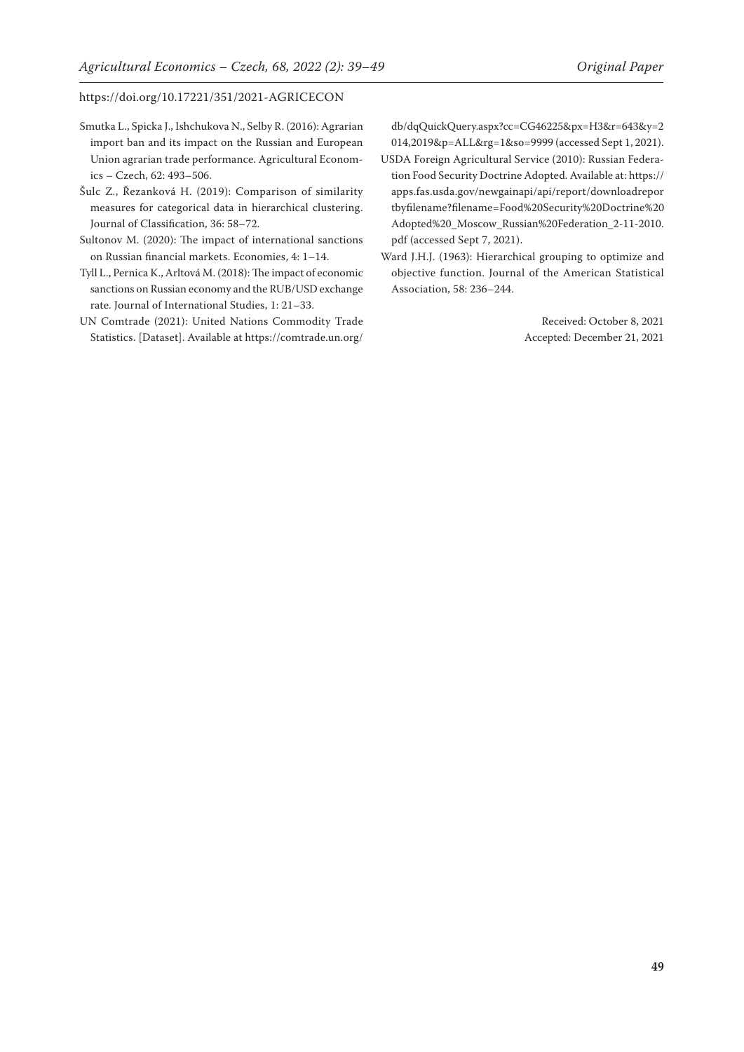Smutka L., Spicka J., Ishchukova N., Selby R. (2016): Agrarian import ban and its impact on the Russian and European Union agrarian trade performance. Agricultural Economics – Czech, 62: 493–506.

Šulc Z., Řezanková H. (2019): Comparison of similarity measures for categorical data in hierarchical clustering. Journal of Classification, 36: 58–72.

Sultonov M. (2020): The impact of international sanctions on Russian financial markets. Economies, 4: 1–14.

Tyll L., Pernica K., Arltová M. (2018): The impact of economic sanctions on Russian economy and the RUB/USD exchange rate. Journal of International Studies, 1: 21–33.

UN Comtrade (2021): United Nations Commodity Trade Statistics. [Dataset]. Available at https://comtrade.un.org/db/dqQuickQuery.aspx?cc=CG46225&px=H3&r=643&y=2014,2019&p=ALL&rg=1&so=9999 (accessed Sept 1, 2021).

USDA Foreign Agricultural Service (2010): Russian Federation Food Security Doctrine Adopted. Available at: https://apps.fas.usda.gov/newgainapi/api/report/downloadreportbyfilename?filename=Food%20Security%20Doctrine%20Adopted%20_Moscow_Russian%20Federation_2-11-2010.pdf (accessed Sept 7, 2021).

Ward J.H.J. (1963): Hierarchical grouping to optimize and objective function. Journal of the American Statistical Association, 58: 236–244.

Received: October 8, 2021
Accepted: December 21, 2021